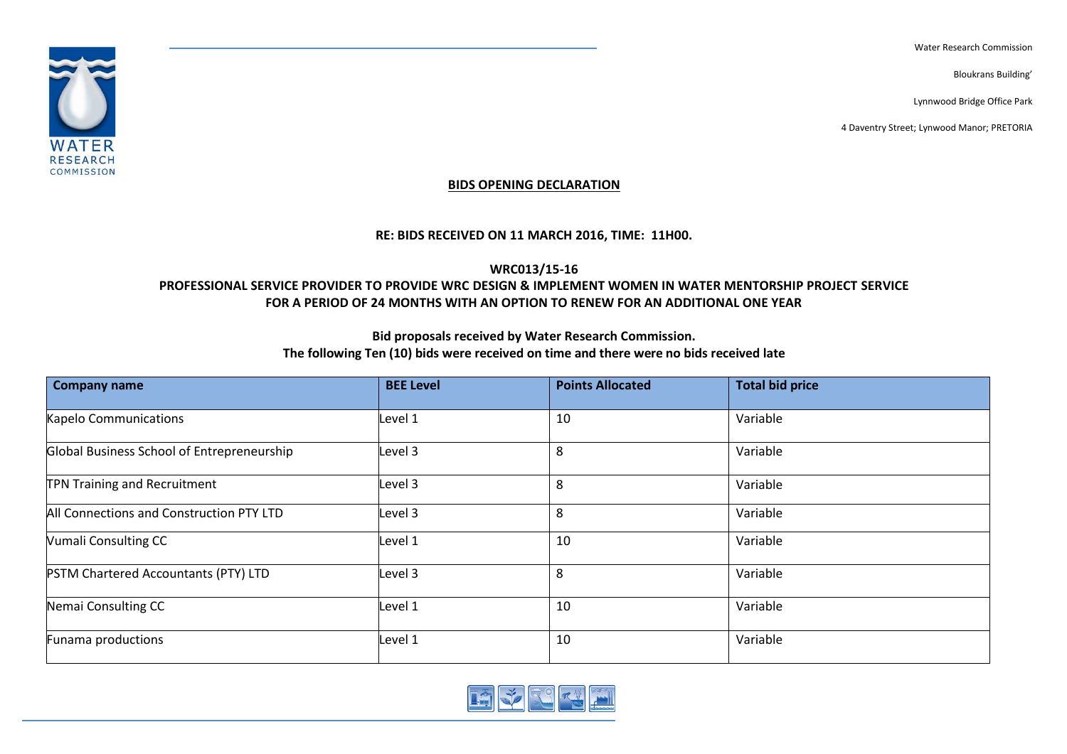Water Research Commission

Bloukrans Building'

Lynnwood Bridge Office Park

4 Daventry Street; Lynwood Manor; PRETORIA

**BIDS OPENING DECLARATION**

**RE: BIDS RECEIVED ON 11 MARCH 2016, TIME: 11H00.**

**WRC013/15-16**
**PROFESSIONAL SERVICE PROVIDER TO PROVIDE WRC DESIGN & IMPLEMENT WOMEN IN WATER MENTORSHIP PROJECT SERVICE FOR A PERIOD OF 24 MONTHS WITH AN OPTION TO RENEW FOR AN ADDITIONAL ONE YEAR**

**Bid proposals received by Water Research Commission.**
**The following Ten (10) bids were received on time and there were no bids received late**

| Company name | BEE Level | Points Allocated | Total bid price |
|---|---|---|---|
| Kapelo Communications | Level 1 | 10 | Variable |
| Global Business School of Entrepreneurship | Level 3 | 8 | Variable |
| TPN Training and Recruitment | Level 3 | 8 | Variable |
| All Connections and Construction PTY LTD | Level 3 | 8 | Variable |
| Vumali Consulting CC | Level 1 | 10 | Variable |
| PSTM Chartered Accountants (PTY) LTD | Level 3 | 8 | Variable |
| Nemai Consulting CC | Level 1 | 10 | Variable |
| Funama productions | Level 1 | 10 | Variable |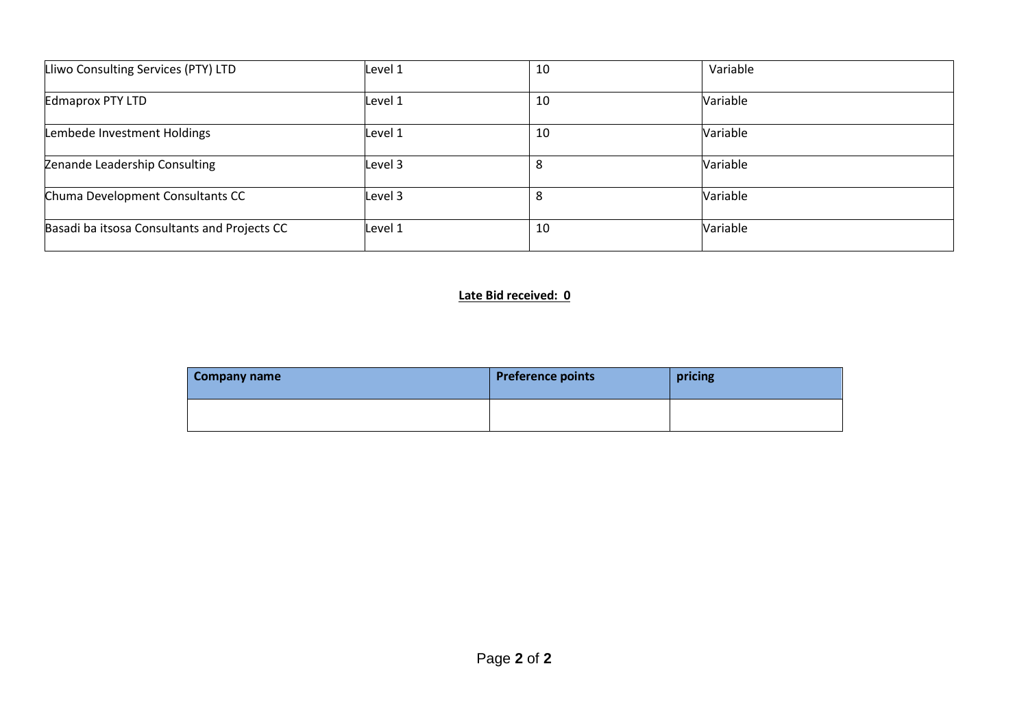| | | | |
|---|---|---|---|
| Lliwo Consulting Services (PTY) LTD | Level 1 | 10 | Variable |
| Edmaprox PTY LTD | Level 1 | 10 | Variable |
| Lembede Investment Holdings | Level 1 | 10 | Variable |
| Zenande Leadership Consulting | Level 3 | 8 | Variable |
| Chuma Development Consultants CC | Level 3 | 8 | Variable |
| Basadi ba itsosa Consultants and Projects CC | Level 1 | 10 | Variable |

**Late Bid received: 0**

| Company name | Preference points | pricing |
|---|---|---|
| | | |